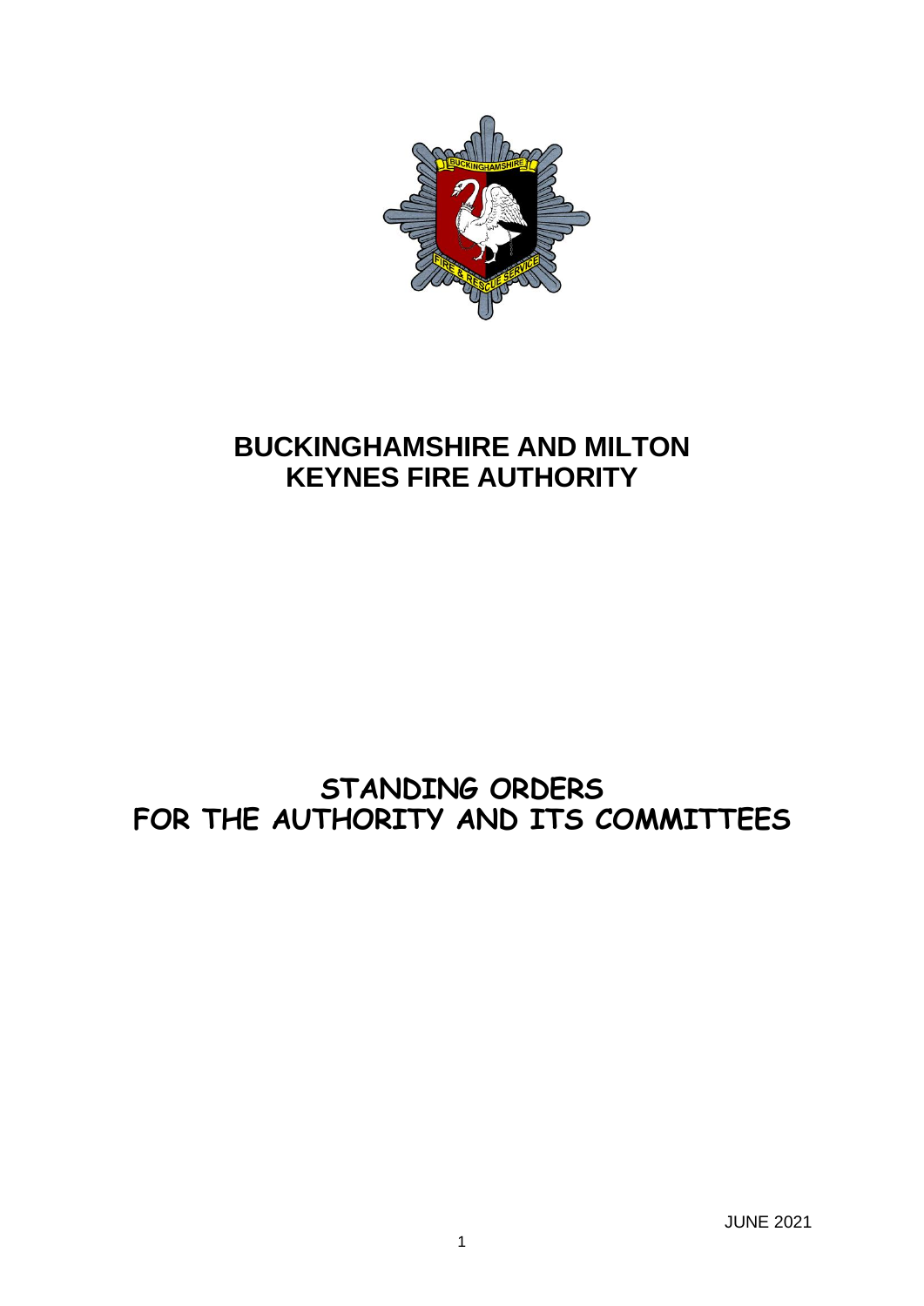# BUCKINGHAMSHIRE AND MILTON KEYNES FIRE AUTHORITY

## STANDING ORDERS FOR THE AUTHORITY AND ITS COMMITTEES

JUNE 2021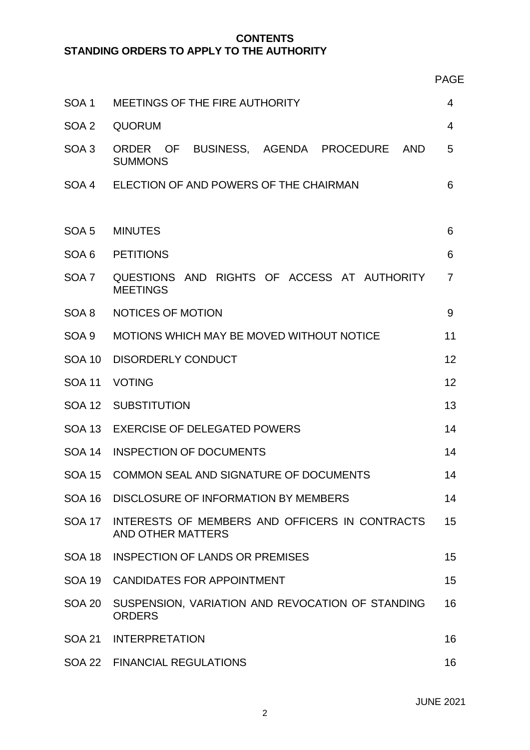# CONTENTS

## STANDING ORDERS TO APPLY TO THE AUTHORITY

| | | PAGE |
|---|---|---|
| SOA 1 | MEETINGS OF THE FIRE AUTHORITY | 4 |
| SOA 2 | QUORUM | 4 |
| SOA 3 | ORDER OF BUSINESS, AGENDA PROCEDURE AND SUMMONS | 5 |
| SOA 4 | ELECTION OF AND POWERS OF THE CHAIRMAN | 6 |
| SOA 5 | MINUTES | 6 |
| SOA 6 | PETITIONS | 6 |
| SOA 7 | QUESTIONS AND RIGHTS OF ACCESS AT AUTHORITY MEETINGS | 7 |
| SOA 8 | NOTICES OF MOTION | 9 |
| SOA 9 | MOTIONS WHICH MAY BE MOVED WITHOUT NOTICE | 11 |
| SOA 10 | DISORDERLY CONDUCT | 12 |
| SOA 11 | VOTING | 12 |
| SOA 12 | SUBSTITUTION | 13 |
| SOA 13 | EXERCISE OF DELEGATED POWERS | 14 |
| SOA 14 | INSPECTION OF DOCUMENTS | 14 |
| SOA 15 | COMMON SEAL AND SIGNATURE OF DOCUMENTS | 14 |
| SOA 16 | DISCLOSURE OF INFORMATION BY MEMBERS | 14 |
| SOA 17 | INTERESTS OF MEMBERS AND OFFICERS IN CONTRACTS AND OTHER MATTERS | 15 |
| SOA 18 | INSPECTION OF LANDS OR PREMISES | 15 |
| SOA 19 | CANDIDATES FOR APPOINTMENT | 15 |
| SOA 20 | SUSPENSION, VARIATION AND REVOCATION OF STANDING ORDERS | 16 |
| SOA 21 | INTERPRETATION | 16 |
| SOA 22 | FINANCIAL REGULATIONS | 16 |

JUNE 2021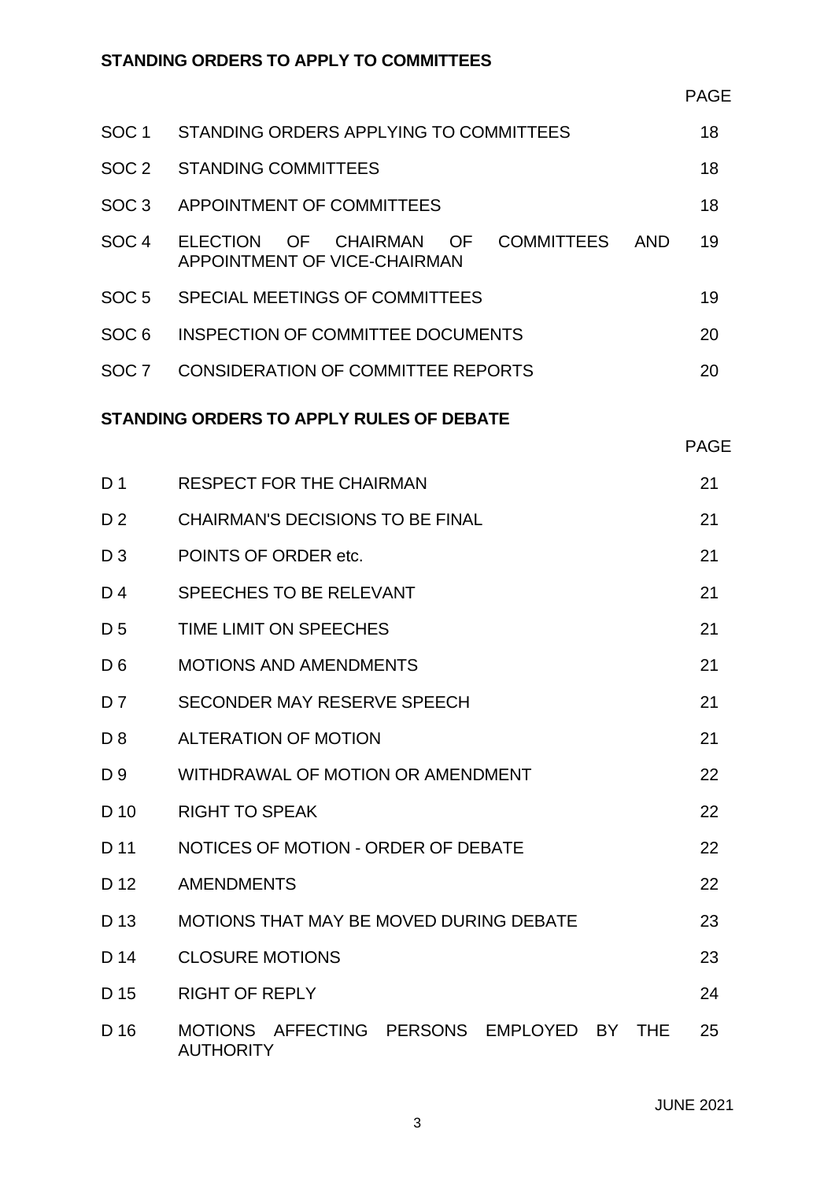**STANDING ORDERS TO APPLY TO COMMITTEES**

| | | PAGE |
|---|---|---|
| SOC 1 | STANDING ORDERS APPLYING TO COMMITTEES | 18 |
| SOC 2 | STANDING COMMITTEES | 18 |
| SOC 3 | APPOINTMENT OF COMMITTEES | 18 |
| SOC 4 | ELECTION OF CHAIRMAN OF COMMITTEES AND APPOINTMENT OF VICE-CHAIRMAN | 19 |
| SOC 5 | SPECIAL MEETINGS OF COMMITTEES | 19 |
| SOC 6 | INSPECTION OF COMMITTEE DOCUMENTS | 20 |
| SOC 7 | CONSIDERATION OF COMMITTEE REPORTS | 20 |

**STANDING ORDERS TO APPLY RULES OF DEBATE**

| | | PAGE |
|---|---|---|
| D 1 | RESPECT FOR THE CHAIRMAN | 21 |
| D 2 | CHAIRMAN'S DECISIONS TO BE FINAL | 21 |
| D 3 | POINTS OF ORDER etc. | 21 |
| D 4 | SPEECHES TO BE RELEVANT | 21 |
| D 5 | TIME LIMIT ON SPEECHES | 21 |
| D 6 | MOTIONS AND AMENDMENTS | 21 |
| D 7 | SECONDER MAY RESERVE SPEECH | 21 |
| D 8 | ALTERATION OF MOTION | 21 |
| D 9 | WITHDRAWAL OF MOTION OR AMENDMENT | 22 |
| D 10 | RIGHT TO SPEAK | 22 |
| D 11 | NOTICES OF MOTION - ORDER OF DEBATE | 22 |
| D 12 | AMENDMENTS | 22 |
| D 13 | MOTIONS THAT MAY BE MOVED DURING DEBATE | 23 |
| D 14 | CLOSURE MOTIONS | 23 |
| D 15 | RIGHT OF REPLY | 24 |
| D 16 | MOTIONS AFFECTING PERSONS EMPLOYED BY THE AUTHORITY | 25 |

JUNE 2021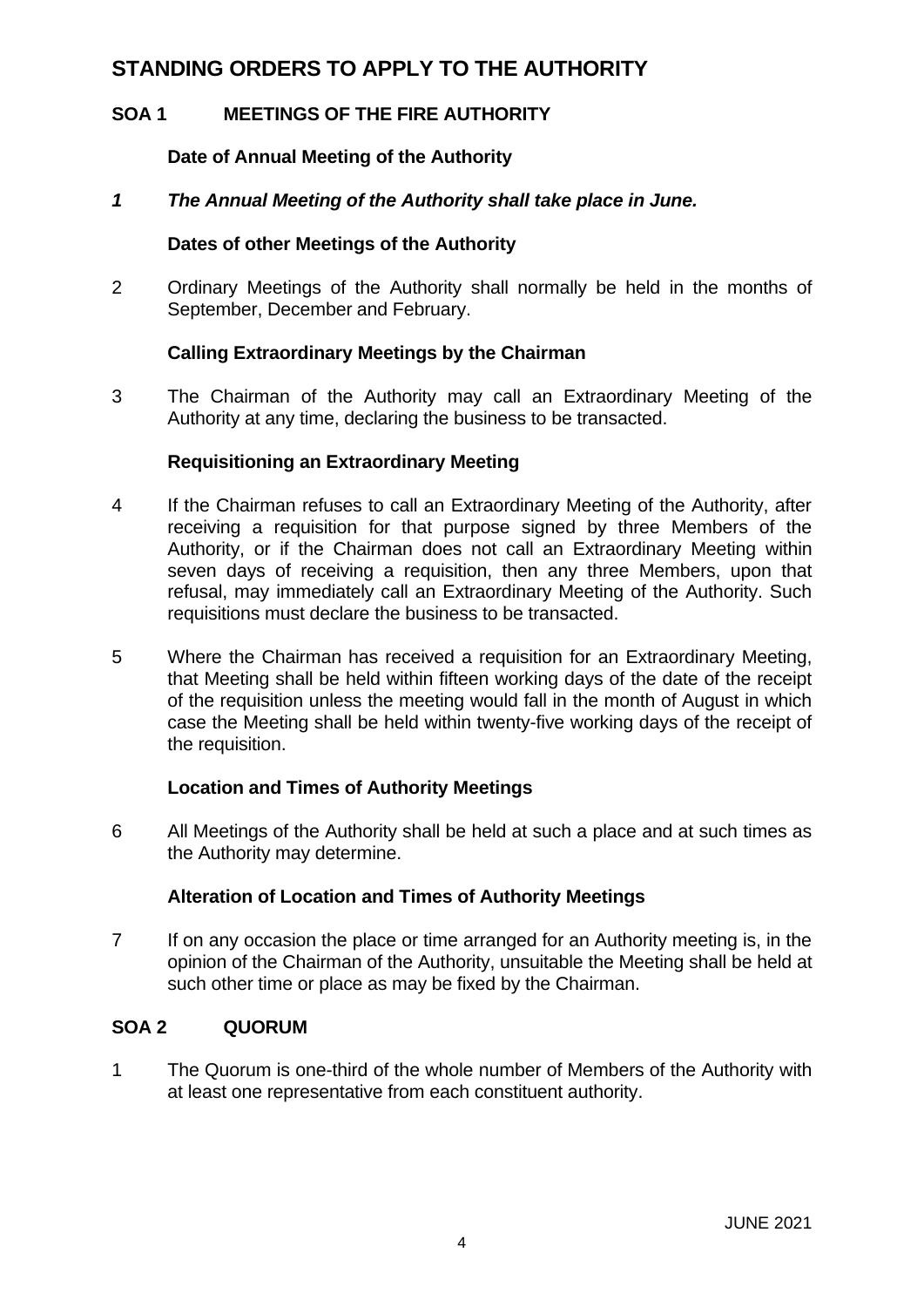# STANDING ORDERS TO APPLY TO THE AUTHORITY

## SOA 1 MEETINGS OF THE FIRE AUTHORITY

### Date of Annual Meeting of the Authority

***1 The Annual Meeting of the Authority shall take place in June.***

### Dates of other Meetings of the Authority

2 Ordinary Meetings of the Authority shall normally be held in the months of September, December and February.

### Calling Extraordinary Meetings by the Chairman

3 The Chairman of the Authority may call an Extraordinary Meeting of the Authority at any time, declaring the business to be transacted.

### Requisitioning an Extraordinary Meeting

4 If the Chairman refuses to call an Extraordinary Meeting of the Authority, after receiving a requisition for that purpose signed by three Members of the Authority, or if the Chairman does not call an Extraordinary Meeting within seven days of receiving a requisition, then any three Members, upon that refusal, may immediately call an Extraordinary Meeting of the Authority. Such requisitions must declare the business to be transacted.

5 Where the Chairman has received a requisition for an Extraordinary Meeting, that Meeting shall be held within fifteen working days of the date of the receipt of the requisition unless the meeting would fall in the month of August in which case the Meeting shall be held within twenty-five working days of the receipt of the requisition.

### Location and Times of Authority Meetings

6 All Meetings of the Authority shall be held at such a place and at such times as the Authority may determine.

### Alteration of Location and Times of Authority Meetings

7 If on any occasion the place or time arranged for an Authority meeting is, in the opinion of the Chairman of the Authority, unsuitable the Meeting shall be held at such other time or place as may be fixed by the Chairman.

## SOA 2 QUORUM

1 The Quorum is one-third of the whole number of Members of the Authority with at least one representative from each constituent authority.

JUNE 2021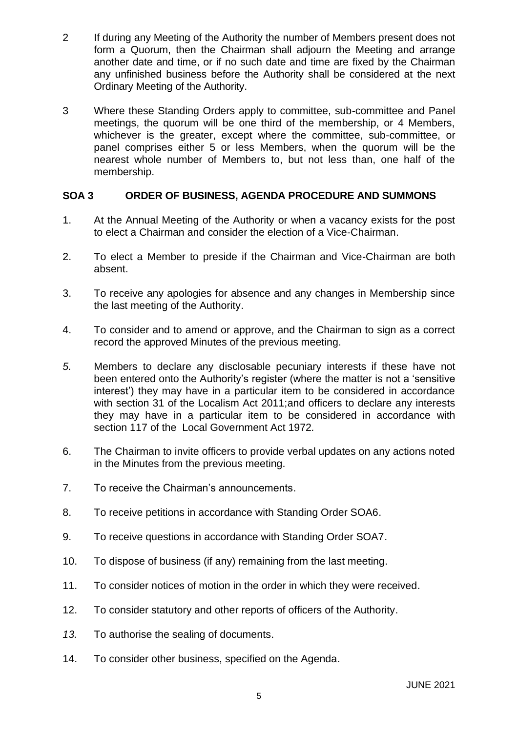2 If during any Meeting of the Authority the number of Members present does not form a Quorum, then the Chairman shall adjourn the Meeting and arrange another date and time, or if no such date and time are fixed by the Chairman any unfinished business before the Authority shall be considered at the next Ordinary Meeting of the Authority.

3 Where these Standing Orders apply to committee, sub-committee and Panel meetings, the quorum will be one third of the membership, or 4 Members, whichever is the greater, except where the committee, sub-committee, or panel comprises either 5 or less Members, when the quorum will be the nearest whole number of Members to, but not less than, one half of the membership.

## SOA 3 ORDER OF BUSINESS, AGENDA PROCEDURE AND SUMMONS

1. At the Annual Meeting of the Authority or when a vacancy exists for the post to elect a Chairman and consider the election of a Vice-Chairman.

2. To elect a Member to preside if the Chairman and Vice-Chairman are both absent.

3. To receive any apologies for absence and any changes in Membership since the last meeting of the Authority.

4. To consider and to amend or approve, and the Chairman to sign as a correct record the approved Minutes of the previous meeting.

*5.* Members to declare any disclosable pecuniary interests if these have not been entered onto the Authority's register (where the matter is not a 'sensitive interest') they may have in a particular item to be considered in accordance with section 31 of the Localism Act 2011;and officers to declare any interests they may have in a particular item to be considered in accordance with section 117 of the Local Government Act 1972*.*

6. The Chairman to invite officers to provide verbal updates on any actions noted in the Minutes from the previous meeting.

7. To receive the Chairman's announcements.

8. To receive petitions in accordance with Standing Order SOA6.

9. To receive questions in accordance with Standing Order SOA7.

10. To dispose of business (if any) remaining from the last meeting.

11. To consider notices of motion in the order in which they were received.

12. To consider statutory and other reports of officers of the Authority.

*13.* To authorise the sealing of documents.

14. To consider other business, specified on the Agenda.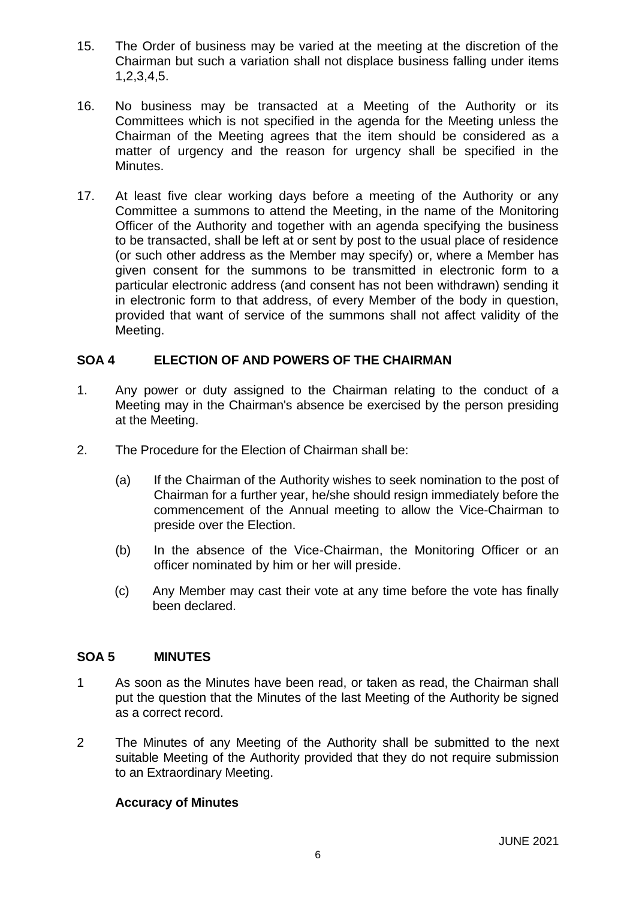15. The Order of business may be varied at the meeting at the discretion of the Chairman but such a variation shall not displace business falling under items 1,2,3,4,5.

16. No business may be transacted at a Meeting of the Authority or its Committees which is not specified in the agenda for the Meeting unless the Chairman of the Meeting agrees that the item should be considered as a matter of urgency and the reason for urgency shall be specified in the Minutes.

17. At least five clear working days before a meeting of the Authority or any Committee a summons to attend the Meeting, in the name of the Monitoring Officer of the Authority and together with an agenda specifying the business to be transacted, shall be left at or sent by post to the usual place of residence (or such other address as the Member may specify) or, where a Member has given consent for the summons to be transmitted in electronic form to a particular electronic address (and consent has not been withdrawn) sending it in electronic form to that address, of every Member of the body in question, provided that want of service of the summons shall not affect validity of the Meeting.

## SOA 4 ELECTION OF AND POWERS OF THE CHAIRMAN

1. Any power or duty assigned to the Chairman relating to the conduct of a Meeting may in the Chairman's absence be exercised by the person presiding at the Meeting.

2. The Procedure for the Election of Chairman shall be:

   (a) If the Chairman of the Authority wishes to seek nomination to the post of Chairman for a further year, he/she should resign immediately before the commencement of the Annual meeting to allow the Vice-Chairman to preside over the Election.

   (b) In the absence of the Vice-Chairman, the Monitoring Officer or an officer nominated by him or her will preside.

   (c) Any Member may cast their vote at any time before the vote has finally been declared.

## SOA 5 MINUTES

1 As soon as the Minutes have been read, or taken as read, the Chairman shall put the question that the Minutes of the last Meeting of the Authority be signed as a correct record.

2 The Minutes of any Meeting of the Authority shall be submitted to the next suitable Meeting of the Authority provided that they do not require submission to an Extraordinary Meeting.

**Accuracy of Minutes**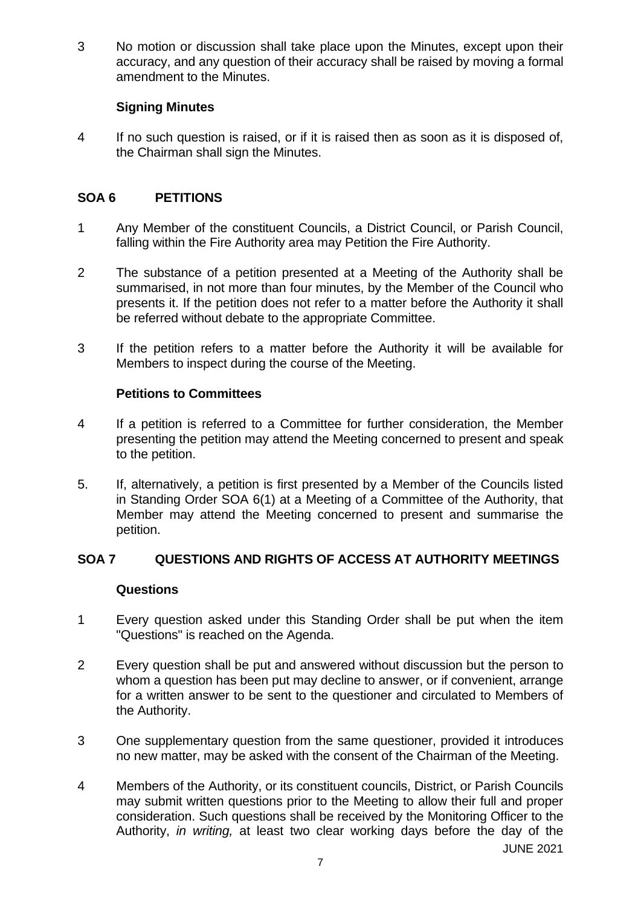3 No motion or discussion shall take place upon the Minutes, except upon their accuracy, and any question of their accuracy shall be raised by moving a formal amendment to the Minutes.

**Signing Minutes**

4 If no such question is raised, or if it is raised then as soon as it is disposed of, the Chairman shall sign the Minutes.

## SOA 6 PETITIONS

1 Any Member of the constituent Councils, a District Council, or Parish Council, falling within the Fire Authority area may Petition the Fire Authority.

2 The substance of a petition presented at a Meeting of the Authority shall be summarised, in not more than four minutes, by the Member of the Council who presents it. If the petition does not refer to a matter before the Authority it shall be referred without debate to the appropriate Committee.

3 If the petition refers to a matter before the Authority it will be available for Members to inspect during the course of the Meeting.

**Petitions to Committees**

4 If a petition is referred to a Committee for further consideration, the Member presenting the petition may attend the Meeting concerned to present and speak to the petition.

5. If, alternatively, a petition is first presented by a Member of the Councils listed in Standing Order SOA 6(1) at a Meeting of a Committee of the Authority, that Member may attend the Meeting concerned to present and summarise the petition.

## SOA 7 QUESTIONS AND RIGHTS OF ACCESS AT AUTHORITY MEETINGS

**Questions**

1 Every question asked under this Standing Order shall be put when the item "Questions" is reached on the Agenda.

2 Every question shall be put and answered without discussion but the person to whom a question has been put may decline to answer, or if convenient, arrange for a written answer to be sent to the questioner and circulated to Members of the Authority.

3 One supplementary question from the same questioner, provided it introduces no new matter, may be asked with the consent of the Chairman of the Meeting.

4 Members of the Authority, or its constituent councils, District, or Parish Councils may submit written questions prior to the Meeting to allow their full and proper consideration. Such questions shall be received by the Monitoring Officer to the Authority, *in writing,* at least two clear working days before the day of the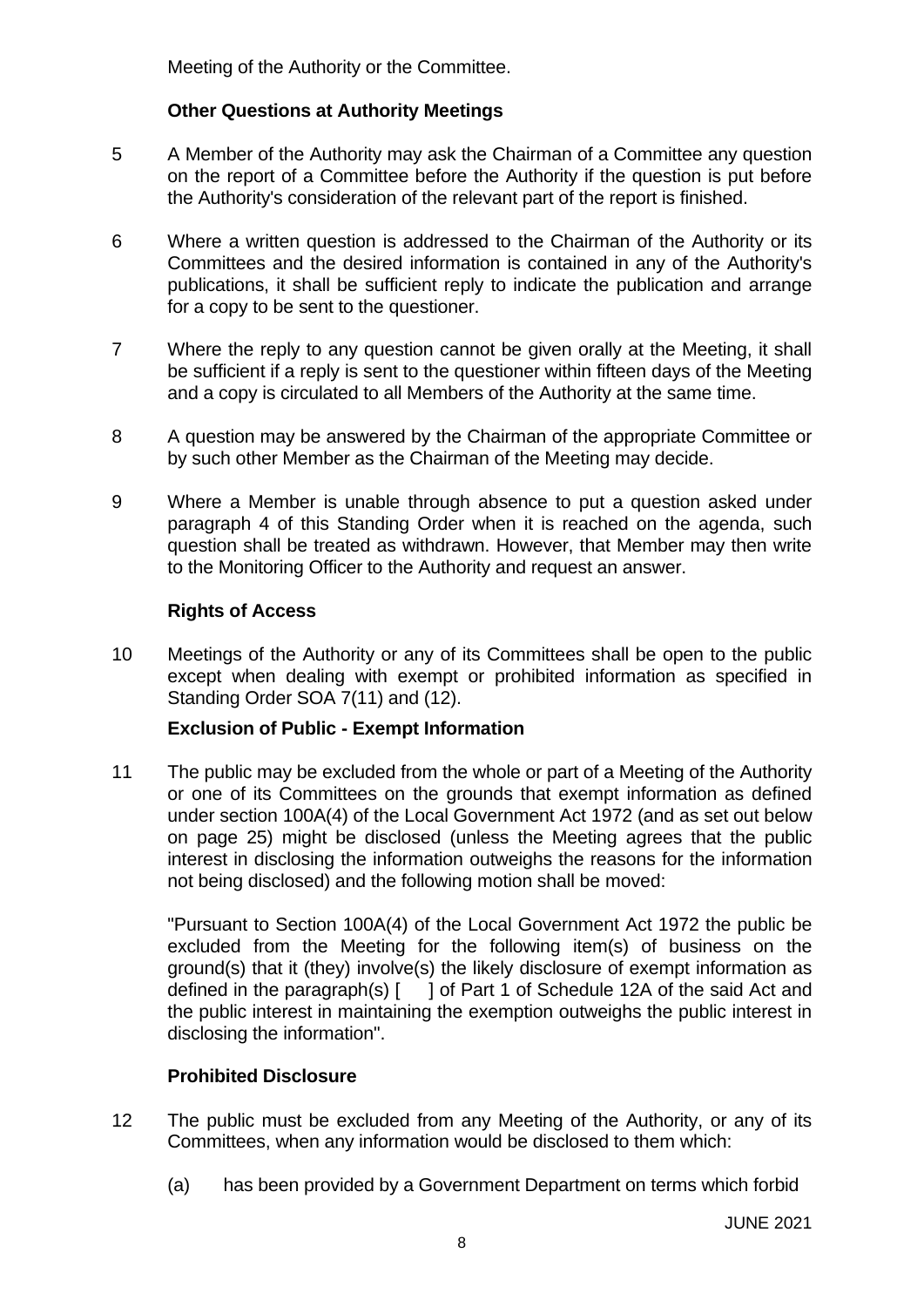Meeting of the Authority or the Committee.

**Other Questions at Authority Meetings**

5 A Member of the Authority may ask the Chairman of a Committee any question on the report of a Committee before the Authority if the question is put before the Authority's consideration of the relevant part of the report is finished.

6 Where a written question is addressed to the Chairman of the Authority or its Committees and the desired information is contained in any of the Authority's publications, it shall be sufficient reply to indicate the publication and arrange for a copy to be sent to the questioner.

7 Where the reply to any question cannot be given orally at the Meeting, it shall be sufficient if a reply is sent to the questioner within fifteen days of the Meeting and a copy is circulated to all Members of the Authority at the same time.

8 A question may be answered by the Chairman of the appropriate Committee or by such other Member as the Chairman of the Meeting may decide.

9 Where a Member is unable through absence to put a question asked under paragraph 4 of this Standing Order when it is reached on the agenda, such question shall be treated as withdrawn. However, that Member may then write to the Monitoring Officer to the Authority and request an answer.

**Rights of Access**

10 Meetings of the Authority or any of its Committees shall be open to the public except when dealing with exempt or prohibited information as specified in Standing Order SOA 7(11) and (12).

**Exclusion of Public - Exempt Information**

11 The public may be excluded from the whole or part of a Meeting of the Authority or one of its Committees on the grounds that exempt information as defined under section 100A(4) of the Local Government Act 1972 (and as set out below on page 25) might be disclosed (unless the Meeting agrees that the public interest in disclosing the information outweighs the reasons for the information not being disclosed) and the following motion shall be moved:

"Pursuant to Section 100A(4) of the Local Government Act 1972 the public be excluded from the Meeting for the following item(s) of business on the ground(s) that it (they) involve(s) the likely disclosure of exempt information as defined in the paragraph(s) [ ] of Part 1 of Schedule 12A of the said Act and the public interest in maintaining the exemption outweighs the public interest in disclosing the information".

**Prohibited Disclosure**

12 The public must be excluded from any Meeting of the Authority, or any of its Committees, when any information would be disclosed to them which:

(a) has been provided by a Government Department on terms which forbid

JUNE 2021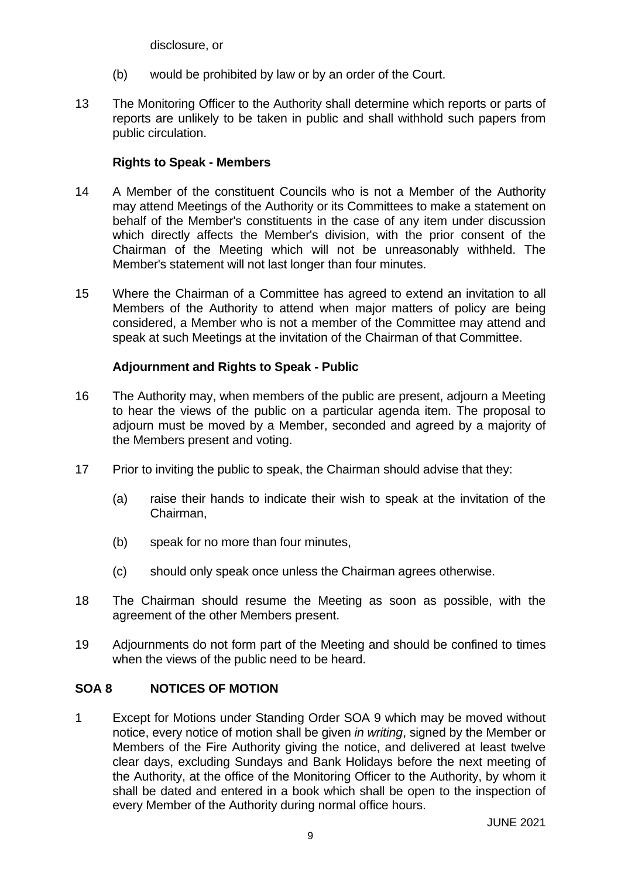disclosure, or

(b) would be prohibited by law or by an order of the Court.

13 The Monitoring Officer to the Authority shall determine which reports or parts of reports are unlikely to be taken in public and shall withhold such papers from public circulation.

**Rights to Speak - Members**

14 A Member of the constituent Councils who is not a Member of the Authority may attend Meetings of the Authority or its Committees to make a statement on behalf of the Member's constituents in the case of any item under discussion which directly affects the Member's division, with the prior consent of the Chairman of the Meeting which will not be unreasonably withheld. The Member's statement will not last longer than four minutes.

15 Where the Chairman of a Committee has agreed to extend an invitation to all Members of the Authority to attend when major matters of policy are being considered, a Member who is not a member of the Committee may attend and speak at such Meetings at the invitation of the Chairman of that Committee.

**Adjournment and Rights to Speak - Public**

16 The Authority may, when members of the public are present, adjourn a Meeting to hear the views of the public on a particular agenda item. The proposal to adjourn must be moved by a Member, seconded and agreed by a majority of the Members present and voting.

17 Prior to inviting the public to speak, the Chairman should advise that they:

(a) raise their hands to indicate their wish to speak at the invitation of the Chairman,

(b) speak for no more than four minutes,

(c) should only speak once unless the Chairman agrees otherwise.

18 The Chairman should resume the Meeting as soon as possible, with the agreement of the other Members present.

19 Adjournments do not form part of the Meeting and should be confined to times when the views of the public need to be heard.

## SOA 8 NOTICES OF MOTION

1 Except for Motions under Standing Order SOA 9 which may be moved without notice, every notice of motion shall be given *in writing*, signed by the Member or Members of the Fire Authority giving the notice, and delivered at least twelve clear days, excluding Sundays and Bank Holidays before the next meeting of the Authority, at the office of the Monitoring Officer to the Authority, by whom it shall be dated and entered in a book which shall be open to the inspection of every Member of the Authority during normal office hours.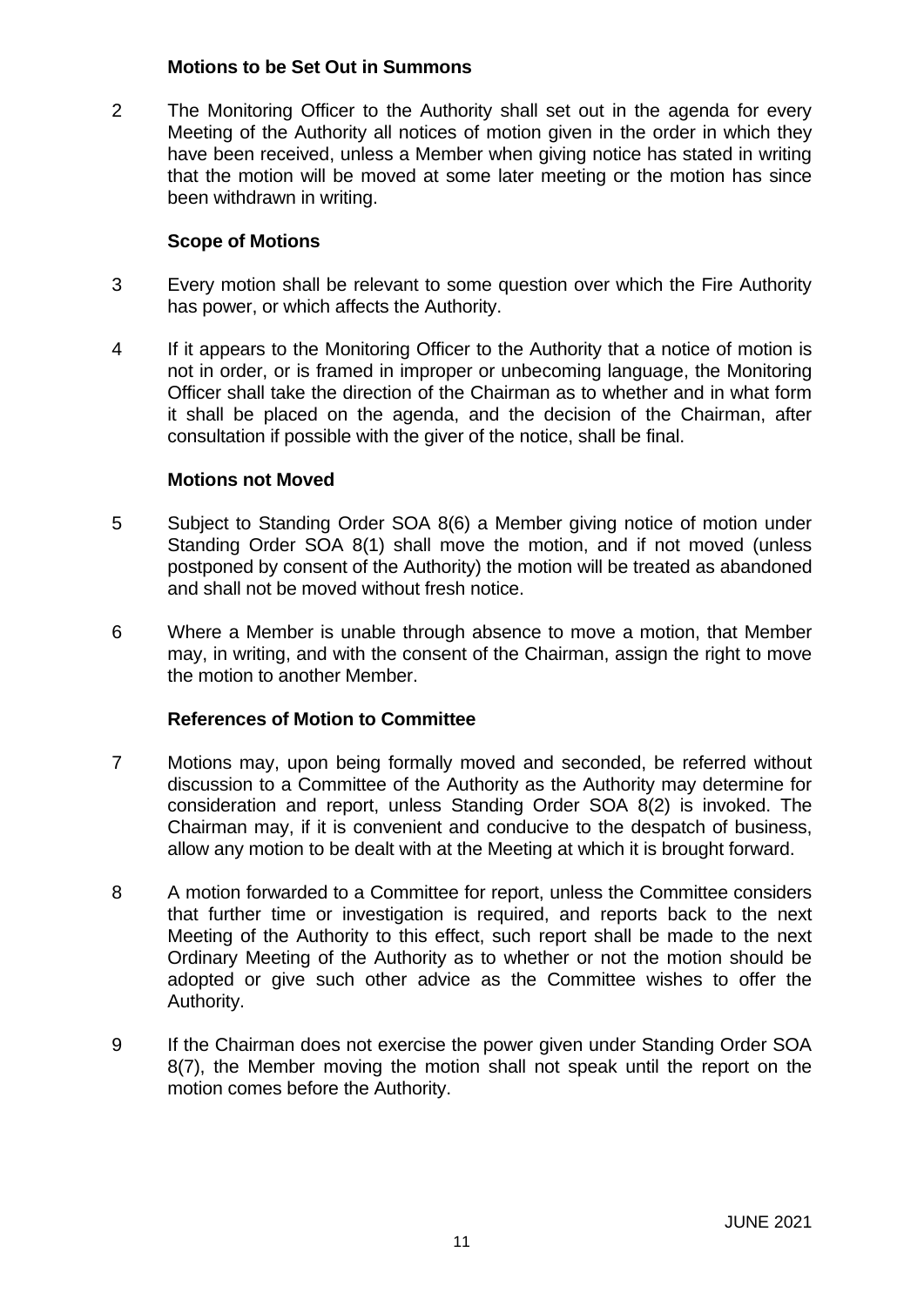### Motions to be Set Out in Summons

2 The Monitoring Officer to the Authority shall set out in the agenda for every Meeting of the Authority all notices of motion given in the order in which they have been received, unless a Member when giving notice has stated in writing that the motion will be moved at some later meeting or the motion has since been withdrawn in writing.

### Scope of Motions

3 Every motion shall be relevant to some question over which the Fire Authority has power, or which affects the Authority.

4 If it appears to the Monitoring Officer to the Authority that a notice of motion is not in order, or is framed in improper or unbecoming language, the Monitoring Officer shall take the direction of the Chairman as to whether and in what form it shall be placed on the agenda, and the decision of the Chairman, after consultation if possible with the giver of the notice, shall be final.

### Motions not Moved

5 Subject to Standing Order SOA 8(6) a Member giving notice of motion under Standing Order SOA 8(1) shall move the motion, and if not moved (unless postponed by consent of the Authority) the motion will be treated as abandoned and shall not be moved without fresh notice.

6 Where a Member is unable through absence to move a motion, that Member may, in writing, and with the consent of the Chairman, assign the right to move the motion to another Member.

### References of Motion to Committee

7 Motions may, upon being formally moved and seconded, be referred without discussion to a Committee of the Authority as the Authority may determine for consideration and report, unless Standing Order SOA 8(2) is invoked. The Chairman may, if it is convenient and conducive to the despatch of business, allow any motion to be dealt with at the Meeting at which it is brought forward.

8 A motion forwarded to a Committee for report, unless the Committee considers that further time or investigation is required, and reports back to the next Meeting of the Authority to this effect, such report shall be made to the next Ordinary Meeting of the Authority as to whether or not the motion should be adopted or give such other advice as the Committee wishes to offer the Authority.

9 If the Chairman does not exercise the power given under Standing Order SOA 8(7), the Member moving the motion shall not speak until the report on the motion comes before the Authority.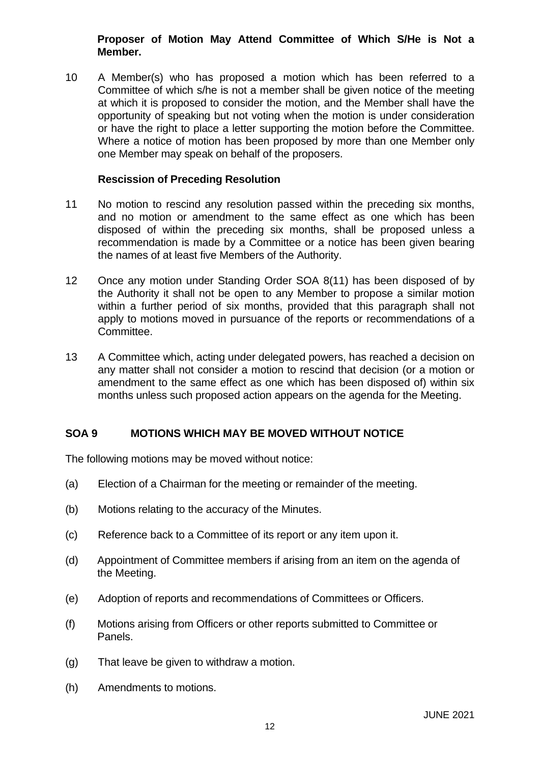**Proposer of Motion May Attend Committee of Which S/He is Not a Member.**

10 A Member(s) who has proposed a motion which has been referred to a Committee of which s/he is not a member shall be given notice of the meeting at which it is proposed to consider the motion, and the Member shall have the opportunity of speaking but not voting when the motion is under consideration or have the right to place a letter supporting the motion before the Committee. Where a notice of motion has been proposed by more than one Member only one Member may speak on behalf of the proposers.

**Rescission of Preceding Resolution**

11 No motion to rescind any resolution passed within the preceding six months, and no motion or amendment to the same effect as one which has been disposed of within the preceding six months, shall be proposed unless a recommendation is made by a Committee or a notice has been given bearing the names of at least five Members of the Authority.

12 Once any motion under Standing Order SOA 8(11) has been disposed of by the Authority it shall not be open to any Member to propose a similar motion within a further period of six months, provided that this paragraph shall not apply to motions moved in pursuance of the reports or recommendations of a Committee.

13 A Committee which, acting under delegated powers, has reached a decision on any matter shall not consider a motion to rescind that decision (or a motion or amendment to the same effect as one which has been disposed of) within six months unless such proposed action appears on the agenda for the Meeting.

## SOA 9 MOTIONS WHICH MAY BE MOVED WITHOUT NOTICE

The following motions may be moved without notice:

(a) Election of a Chairman for the meeting or remainder of the meeting.

(b) Motions relating to the accuracy of the Minutes.

(c) Reference back to a Committee of its report or any item upon it.

(d) Appointment of Committee members if arising from an item on the agenda of the Meeting.

(e) Adoption of reports and recommendations of Committees or Officers.

(f) Motions arising from Officers or other reports submitted to Committee or Panels.

(g) That leave be given to withdraw a motion.

(h) Amendments to motions.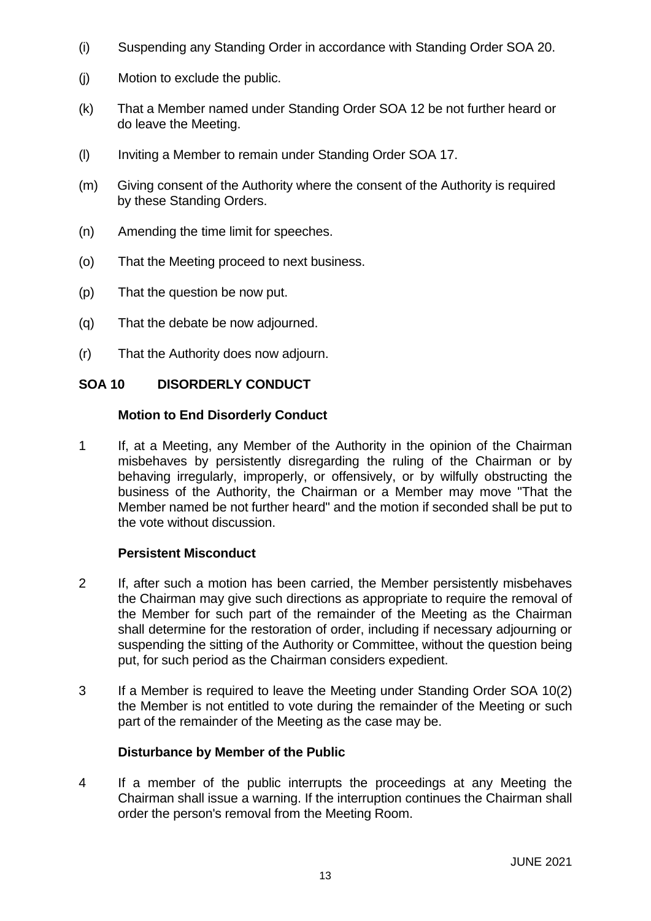(i) Suspending any Standing Order in accordance with Standing Order SOA 20.

(j) Motion to exclude the public.

(k) That a Member named under Standing Order SOA 12 be not further heard or do leave the Meeting.

(l) Inviting a Member to remain under Standing Order SOA 17.

(m) Giving consent of the Authority where the consent of the Authority is required by these Standing Orders.

(n) Amending the time limit for speeches.

(o) That the Meeting proceed to next business.

(p) That the question be now put.

(q) That the debate be now adjourned.

(r) That the Authority does now adjourn.

## SOA 10 DISORDERLY CONDUCT

### Motion to End Disorderly Conduct

1 If, at a Meeting, any Member of the Authority in the opinion of the Chairman misbehaves by persistently disregarding the ruling of the Chairman or by behaving irregularly, improperly, or offensively, or by wilfully obstructing the business of the Authority, the Chairman or a Member may move "That the Member named be not further heard" and the motion if seconded shall be put to the vote without discussion.

### Persistent Misconduct

2 If, after such a motion has been carried, the Member persistently misbehaves the Chairman may give such directions as appropriate to require the removal of the Member for such part of the remainder of the Meeting as the Chairman shall determine for the restoration of order, including if necessary adjourning or suspending the sitting of the Authority or Committee, without the question being put, for such period as the Chairman considers expedient.

3 If a Member is required to leave the Meeting under Standing Order SOA 10(2) the Member is not entitled to vote during the remainder of the Meeting or such part of the remainder of the Meeting as the case may be.

### Disturbance by Member of the Public

4 If a member of the public interrupts the proceedings at any Meeting the Chairman shall issue a warning. If the interruption continues the Chairman shall order the person's removal from the Meeting Room.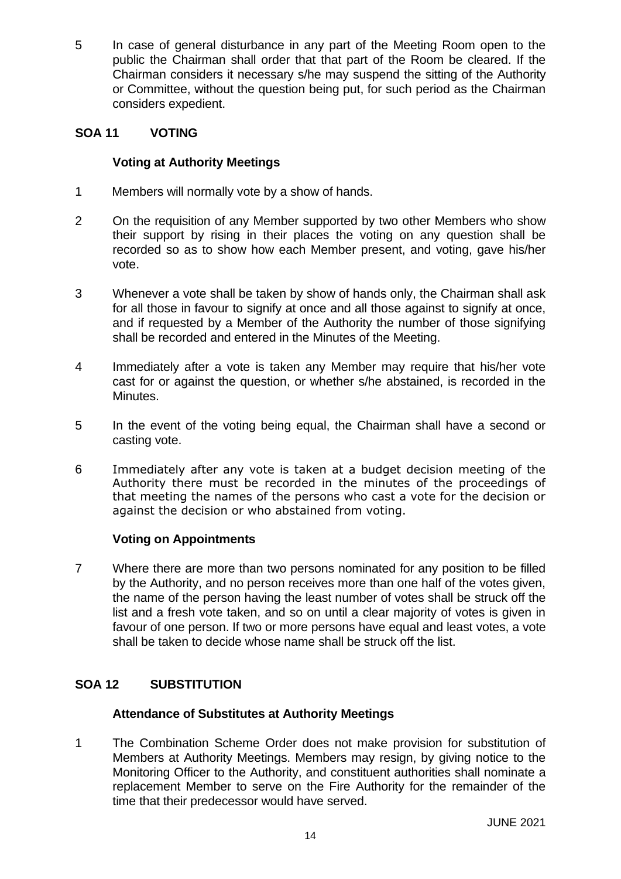5 In case of general disturbance in any part of the Meeting Room open to the public the Chairman shall order that that part of the Room be cleared. If the Chairman considers it necessary s/he may suspend the sitting of the Authority or Committee, without the question being put, for such period as the Chairman considers expedient.

## SOA 11 VOTING

### Voting at Authority Meetings

1 Members will normally vote by a show of hands.

2 On the requisition of any Member supported by two other Members who show their support by rising in their places the voting on any question shall be recorded so as to show how each Member present, and voting, gave his/her vote.

3 Whenever a vote shall be taken by show of hands only, the Chairman shall ask for all those in favour to signify at once and all those against to signify at once, and if requested by a Member of the Authority the number of those signifying shall be recorded and entered in the Minutes of the Meeting.

4 Immediately after a vote is taken any Member may require that his/her vote cast for or against the question, or whether s/he abstained, is recorded in the Minutes.

5 In the event of the voting being equal, the Chairman shall have a second or casting vote.

6 Immediately after any vote is taken at a budget decision meeting of the Authority there must be recorded in the minutes of the proceedings of that meeting the names of the persons who cast a vote for the decision or against the decision or who abstained from voting.

### Voting on Appointments

7 Where there are more than two persons nominated for any position to be filled by the Authority, and no person receives more than one half of the votes given, the name of the person having the least number of votes shall be struck off the list and a fresh vote taken, and so on until a clear majority of votes is given in favour of one person. If two or more persons have equal and least votes, a vote shall be taken to decide whose name shall be struck off the list.

## SOA 12 SUBSTITUTION

### Attendance of Substitutes at Authority Meetings

1 The Combination Scheme Order does not make provision for substitution of Members at Authority Meetings. Members may resign, by giving notice to the Monitoring Officer to the Authority, and constituent authorities shall nominate a replacement Member to serve on the Fire Authority for the remainder of the time that their predecessor would have served.

JUNE 2021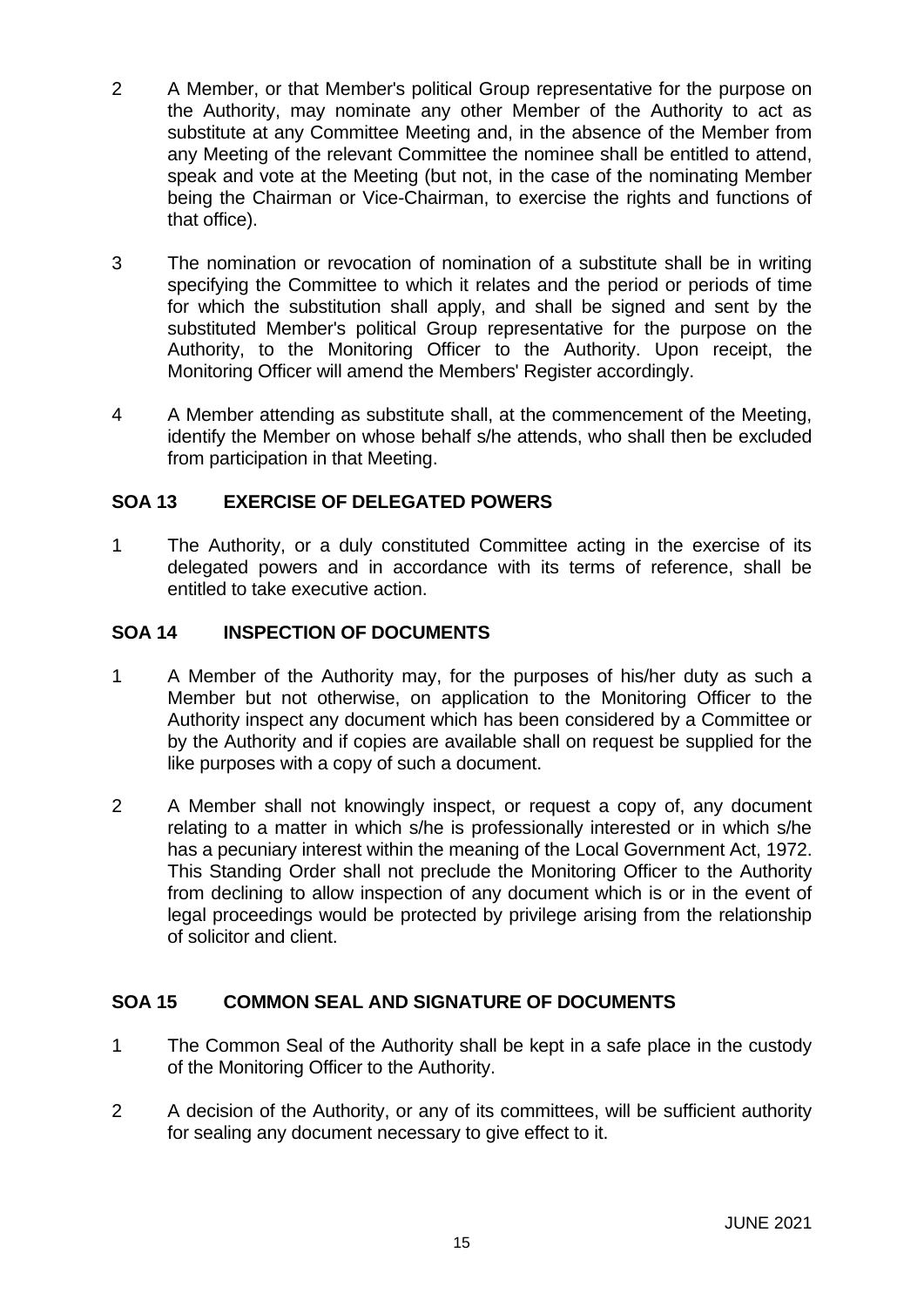2 A Member, or that Member's political Group representative for the purpose on the Authority, may nominate any other Member of the Authority to act as substitute at any Committee Meeting and, in the absence of the Member from any Meeting of the relevant Committee the nominee shall be entitled to attend, speak and vote at the Meeting (but not, in the case of the nominating Member being the Chairman or Vice-Chairman, to exercise the rights and functions of that office).

3 The nomination or revocation of nomination of a substitute shall be in writing specifying the Committee to which it relates and the period or periods of time for which the substitution shall apply, and shall be signed and sent by the substituted Member's political Group representative for the purpose on the Authority, to the Monitoring Officer to the Authority. Upon receipt, the Monitoring Officer will amend the Members' Register accordingly.

4 A Member attending as substitute shall, at the commencement of the Meeting, identify the Member on whose behalf s/he attends, who shall then be excluded from participation in that Meeting.

## SOA 13 EXERCISE OF DELEGATED POWERS

1 The Authority, or a duly constituted Committee acting in the exercise of its delegated powers and in accordance with its terms of reference, shall be entitled to take executive action.

## SOA 14 INSPECTION OF DOCUMENTS

1 A Member of the Authority may, for the purposes of his/her duty as such a Member but not otherwise, on application to the Monitoring Officer to the Authority inspect any document which has been considered by a Committee or by the Authority and if copies are available shall on request be supplied for the like purposes with a copy of such a document.

2 A Member shall not knowingly inspect, or request a copy of, any document relating to a matter in which s/he is professionally interested or in which s/he has a pecuniary interest within the meaning of the Local Government Act, 1972. This Standing Order shall not preclude the Monitoring Officer to the Authority from declining to allow inspection of any document which is or in the event of legal proceedings would be protected by privilege arising from the relationship of solicitor and client.

## SOA 15 COMMON SEAL AND SIGNATURE OF DOCUMENTS

1 The Common Seal of the Authority shall be kept in a safe place in the custody of the Monitoring Officer to the Authority.

2 A decision of the Authority, or any of its committees, will be sufficient authority for sealing any document necessary to give effect to it.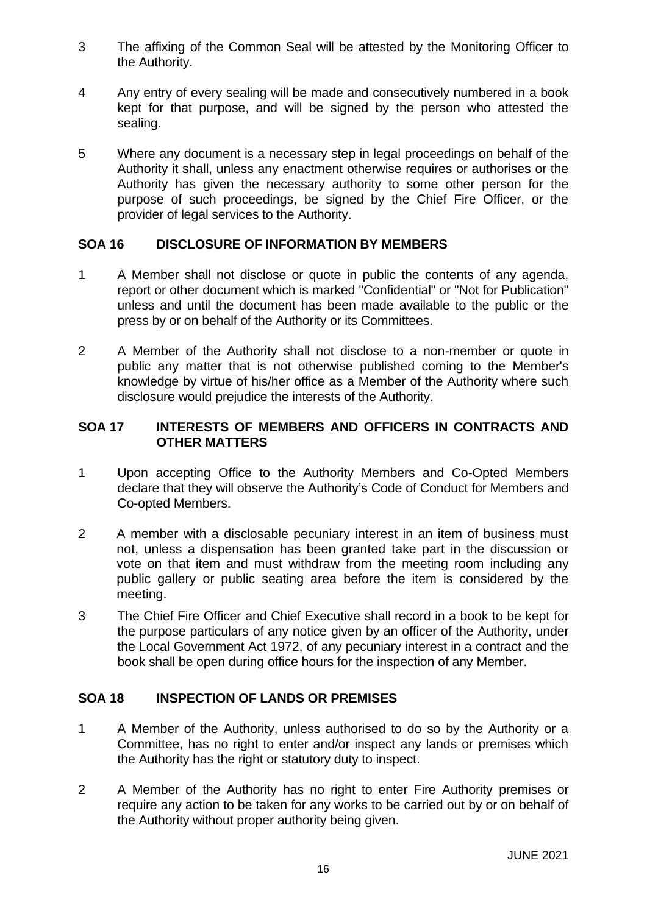3 The affixing of the Common Seal will be attested by the Monitoring Officer to the Authority.

4 Any entry of every sealing will be made and consecutively numbered in a book kept for that purpose, and will be signed by the person who attested the sealing.

5 Where any document is a necessary step in legal proceedings on behalf of the Authority it shall, unless any enactment otherwise requires or authorises or the Authority has given the necessary authority to some other person for the purpose of such proceedings, be signed by the Chief Fire Officer, or the provider of legal services to the Authority.

## SOA 16 DISCLOSURE OF INFORMATION BY MEMBERS

1 A Member shall not disclose or quote in public the contents of any agenda, report or other document which is marked "Confidential" or "Not for Publication" unless and until the document has been made available to the public or the press by or on behalf of the Authority or its Committees.

2 A Member of the Authority shall not disclose to a non-member or quote in public any matter that is not otherwise published coming to the Member's knowledge by virtue of his/her office as a Member of the Authority where such disclosure would prejudice the interests of the Authority.

## SOA 17 INTERESTS OF MEMBERS AND OFFICERS IN CONTRACTS AND OTHER MATTERS

1 Upon accepting Office to the Authority Members and Co-Opted Members declare that they will observe the Authority's Code of Conduct for Members and Co-opted Members.

2 A member with a disclosable pecuniary interest in an item of business must not, unless a dispensation has been granted take part in the discussion or vote on that item and must withdraw from the meeting room including any public gallery or public seating area before the item is considered by the meeting.

3 The Chief Fire Officer and Chief Executive shall record in a book to be kept for the purpose particulars of any notice given by an officer of the Authority, under the Local Government Act 1972, of any pecuniary interest in a contract and the book shall be open during office hours for the inspection of any Member.

## SOA 18 INSPECTION OF LANDS OR PREMISES

1 A Member of the Authority, unless authorised to do so by the Authority or a Committee, has no right to enter and/or inspect any lands or premises which the Authority has the right or statutory duty to inspect.

2 A Member of the Authority has no right to enter Fire Authority premises or require any action to be taken for any works to be carried out by or on behalf of the Authority without proper authority being given.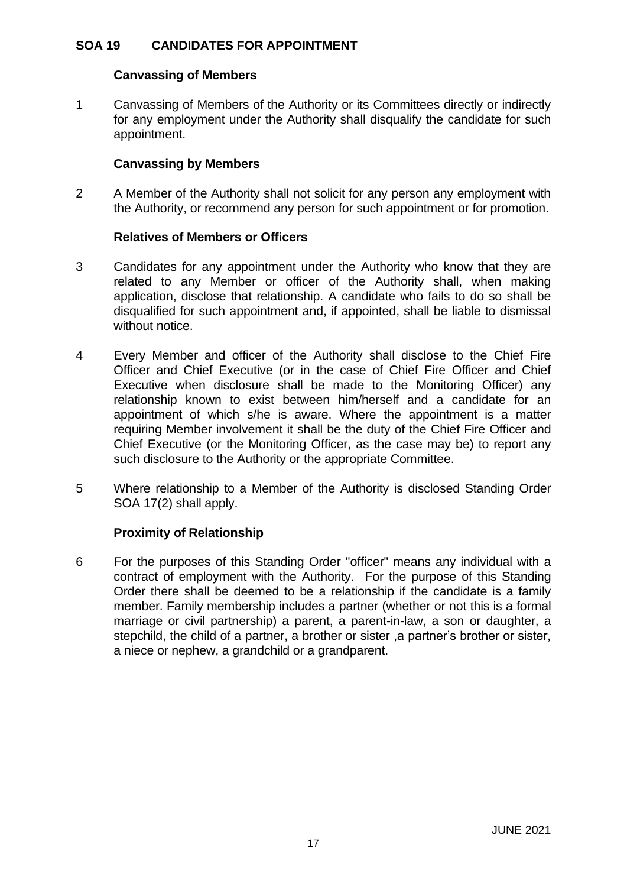## SOA 19 CANDIDATES FOR APPOINTMENT

### Canvassing of Members

1 Canvassing of Members of the Authority or its Committees directly or indirectly for any employment under the Authority shall disqualify the candidate for such appointment.

### Canvassing by Members

2 A Member of the Authority shall not solicit for any person any employment with the Authority, or recommend any person for such appointment or for promotion.

### Relatives of Members or Officers

3 Candidates for any appointment under the Authority who know that they are related to any Member or officer of the Authority shall, when making application, disclose that relationship. A candidate who fails to do so shall be disqualified for such appointment and, if appointed, shall be liable to dismissal without notice.

4 Every Member and officer of the Authority shall disclose to the Chief Fire Officer and Chief Executive (or in the case of Chief Fire Officer and Chief Executive when disclosure shall be made to the Monitoring Officer) any relationship known to exist between him/herself and a candidate for an appointment of which s/he is aware. Where the appointment is a matter requiring Member involvement it shall be the duty of the Chief Fire Officer and Chief Executive (or the Monitoring Officer, as the case may be) to report any such disclosure to the Authority or the appropriate Committee.

5 Where relationship to a Member of the Authority is disclosed Standing Order SOA 17(2) shall apply.

### Proximity of Relationship

6 For the purposes of this Standing Order "officer" means any individual with a contract of employment with the Authority. For the purpose of this Standing Order there shall be deemed to be a relationship if the candidate is a family member. Family membership includes a partner (whether or not this is a formal marriage or civil partnership) a parent, a parent-in-law, a son or daughter, a stepchild, the child of a partner, a brother or sister ,a partner's brother or sister, a niece or nephew, a grandchild or a grandparent.

JUNE 2021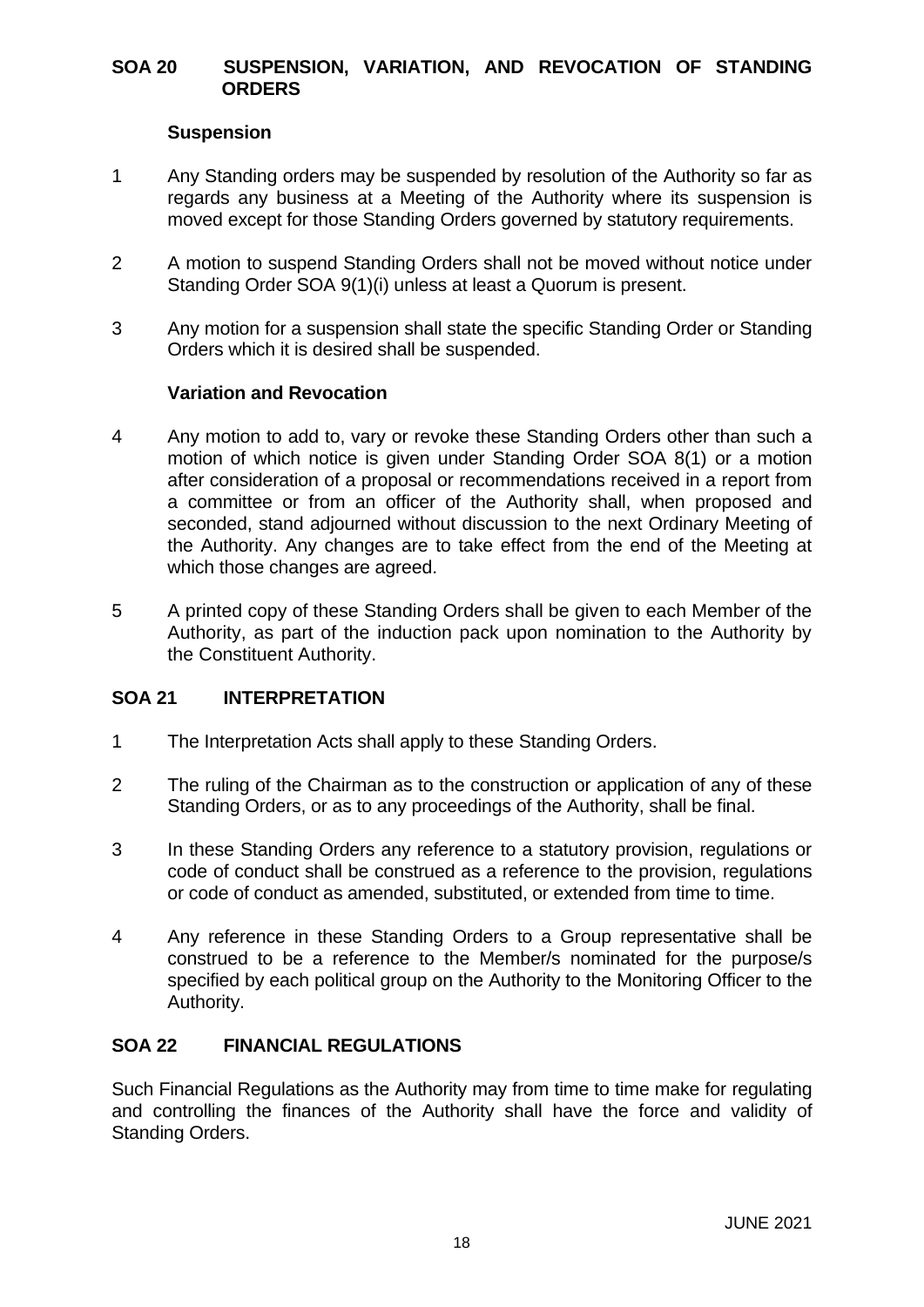## SOA 20 SUSPENSION, VARIATION, AND REVOCATION OF STANDING ORDERS

### Suspension

1 Any Standing orders may be suspended by resolution of the Authority so far as regards any business at a Meeting of the Authority where its suspension is moved except for those Standing Orders governed by statutory requirements.

2 A motion to suspend Standing Orders shall not be moved without notice under Standing Order SOA 9(1)(i) unless at least a Quorum is present.

3 Any motion for a suspension shall state the specific Standing Order or Standing Orders which it is desired shall be suspended.

### Variation and Revocation

4 Any motion to add to, vary or revoke these Standing Orders other than such a motion of which notice is given under Standing Order SOA 8(1) or a motion after consideration of a proposal or recommendations received in a report from a committee or from an officer of the Authority shall, when proposed and seconded, stand adjourned without discussion to the next Ordinary Meeting of the Authority. Any changes are to take effect from the end of the Meeting at which those changes are agreed.

5 A printed copy of these Standing Orders shall be given to each Member of the Authority, as part of the induction pack upon nomination to the Authority by the Constituent Authority.

## SOA 21 INTERPRETATION

1 The Interpretation Acts shall apply to these Standing Orders.

2 The ruling of the Chairman as to the construction or application of any of these Standing Orders, or as to any proceedings of the Authority, shall be final.

3 In these Standing Orders any reference to a statutory provision, regulations or code of conduct shall be construed as a reference to the provision, regulations or code of conduct as amended, substituted, or extended from time to time.

4 Any reference in these Standing Orders to a Group representative shall be construed to be a reference to the Member/s nominated for the purpose/s specified by each political group on the Authority to the Monitoring Officer to the Authority.

## SOA 22 FINANCIAL REGULATIONS

Such Financial Regulations as the Authority may from time to time make for regulating and controlling the finances of the Authority shall have the force and validity of Standing Orders.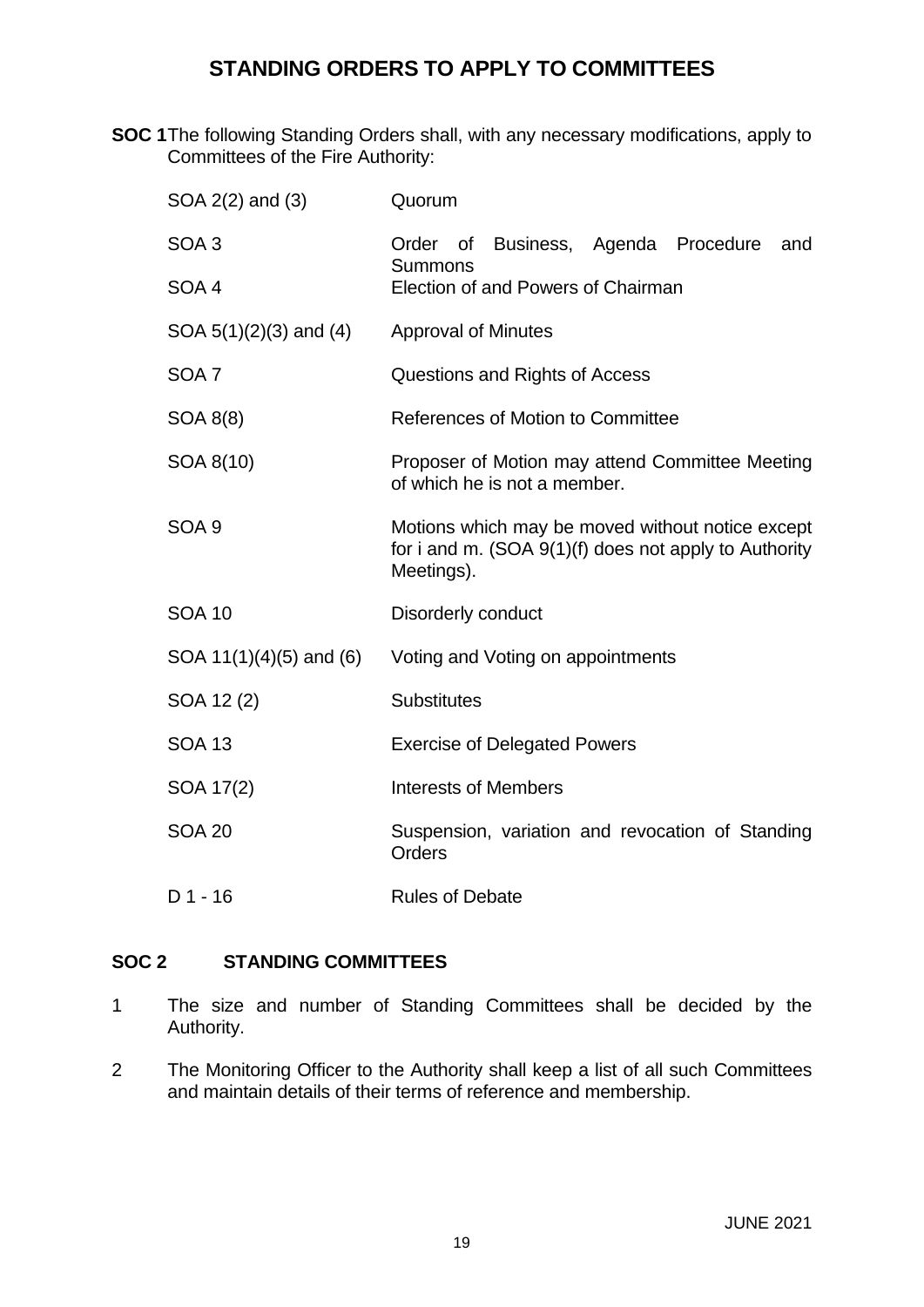# STANDING ORDERS TO APPLY TO COMMITTEES

**SOC 1** The following Standing Orders shall, with any necessary modifications, apply to Committees of the Fire Authority:

| | |
|---|---|
| SOA 2(2) and (3) | Quorum |
| SOA 3 | Order of Business, Agenda Procedure and Summons |
| SOA 4 | Election of and Powers of Chairman |
| SOA 5(1)(2)(3) and (4) | Approval of Minutes |
| SOA 7 | Questions and Rights of Access |
| SOA 8(8) | References of Motion to Committee |
| SOA 8(10) | Proposer of Motion may attend Committee Meeting of which he is not a member. |
| SOA 9 | Motions which may be moved without notice except for i and m. (SOA 9(1)(f) does not apply to Authority Meetings). |
| SOA 10 | Disorderly conduct |
| SOA 11(1)(4)(5) and (6) | Voting and Voting on appointments |
| SOA 12 (2) | Substitutes |
| SOA 13 | Exercise of Delegated Powers |
| SOA 17(2) | Interests of Members |
| SOA 20 | Suspension, variation and revocation of Standing Orders |
| D 1 - 16 | Rules of Debate |

## SOC 2 STANDING COMMITTEES

1. The size and number of Standing Committees shall be decided by the Authority.

2. The Monitoring Officer to the Authority shall keep a list of all such Committees and maintain details of their terms of reference and membership.

JUNE 2021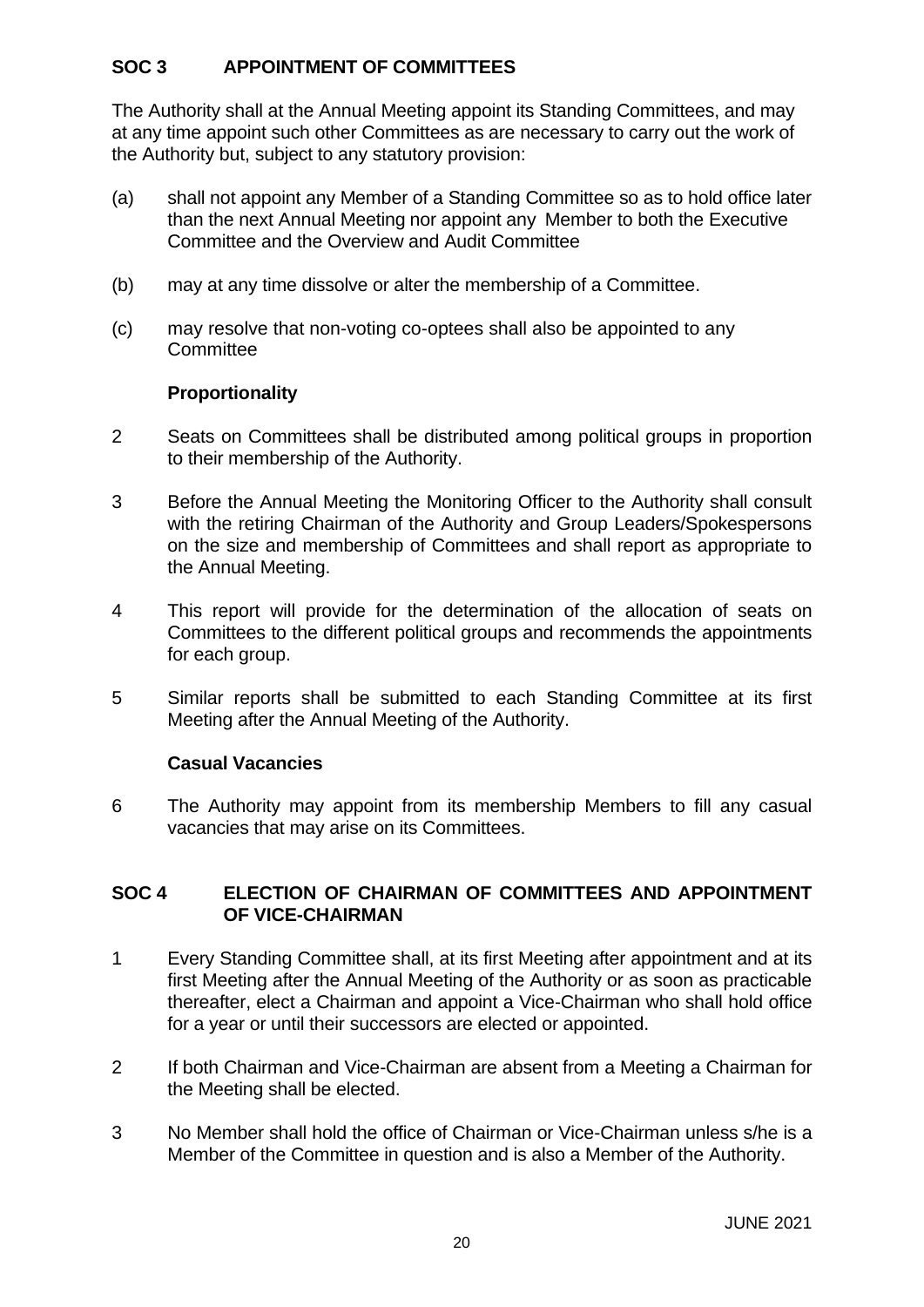## SOC 3 APPOINTMENT OF COMMITTEES

The Authority shall at the Annual Meeting appoint its Standing Committees, and may at any time appoint such other Committees as are necessary to carry out the work of the Authority but, subject to any statutory provision:

(a) shall not appoint any Member of a Standing Committee so as to hold office later than the next Annual Meeting nor appoint any Member to both the Executive Committee and the Overview and Audit Committee

(b) may at any time dissolve or alter the membership of a Committee.

(c) may resolve that non-voting co-optees shall also be appointed to any Committee

**Proportionality**

2 Seats on Committees shall be distributed among political groups in proportion to their membership of the Authority.

3 Before the Annual Meeting the Monitoring Officer to the Authority shall consult with the retiring Chairman of the Authority and Group Leaders/Spokespersons on the size and membership of Committees and shall report as appropriate to the Annual Meeting.

4 This report will provide for the determination of the allocation of seats on Committees to the different political groups and recommends the appointments for each group.

5 Similar reports shall be submitted to each Standing Committee at its first Meeting after the Annual Meeting of the Authority.

**Casual Vacancies**

6 The Authority may appoint from its membership Members to fill any casual vacancies that may arise on its Committees.

## SOC 4 ELECTION OF CHAIRMAN OF COMMITTEES AND APPOINTMENT OF VICE-CHAIRMAN

1 Every Standing Committee shall, at its first Meeting after appointment and at its first Meeting after the Annual Meeting of the Authority or as soon as practicable thereafter, elect a Chairman and appoint a Vice-Chairman who shall hold office for a year or until their successors are elected or appointed.

2 If both Chairman and Vice-Chairman are absent from a Meeting a Chairman for the Meeting shall be elected.

3 No Member shall hold the office of Chairman or Vice-Chairman unless s/he is a Member of the Committee in question and is also a Member of the Authority.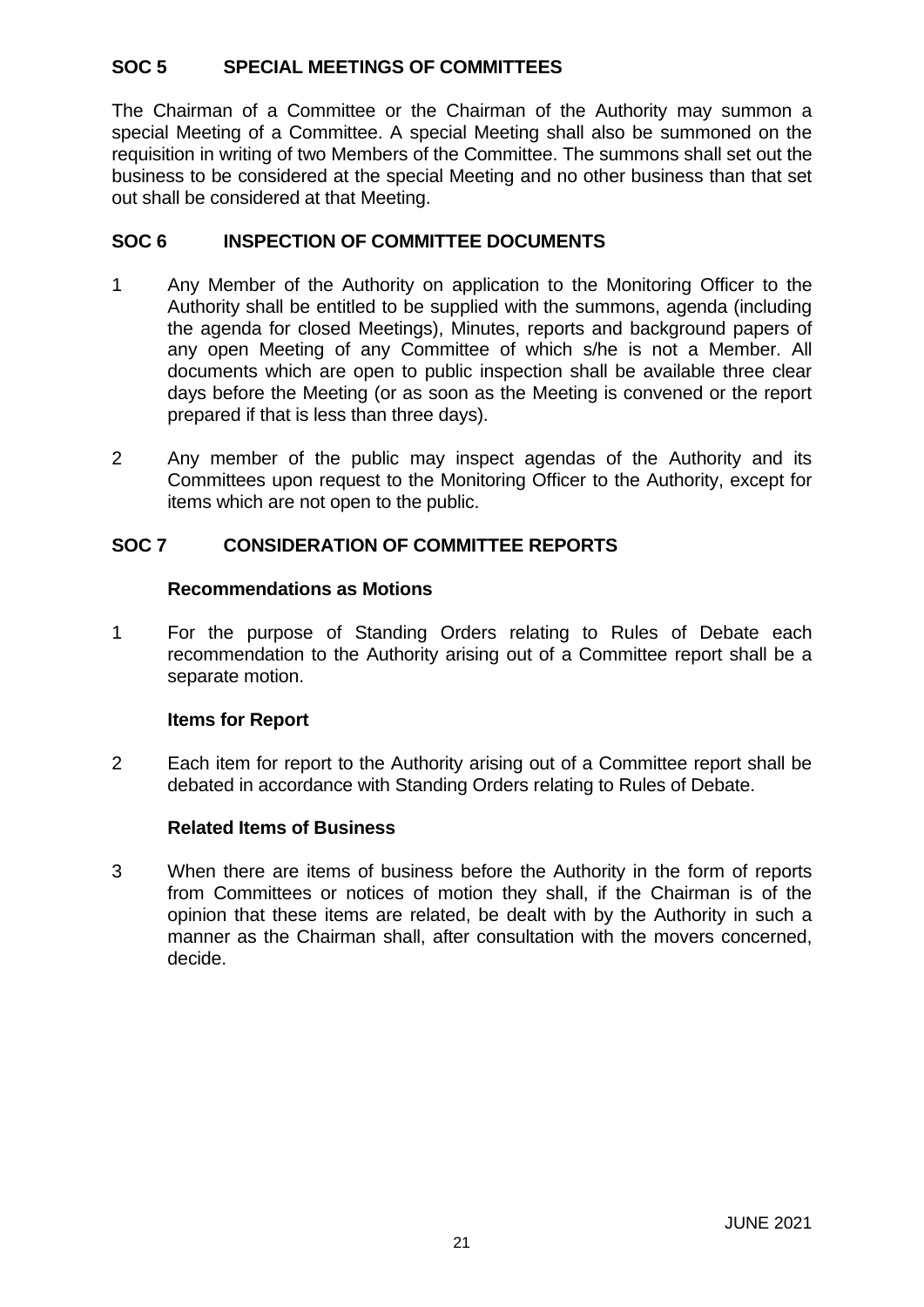## SOC 5 SPECIAL MEETINGS OF COMMITTEES

The Chairman of a Committee or the Chairman of the Authority may summon a special Meeting of a Committee. A special Meeting shall also be summoned on the requisition in writing of two Members of the Committee. The summons shall set out the business to be considered at the special Meeting and no other business than that set out shall be considered at that Meeting.

## SOC 6 INSPECTION OF COMMITTEE DOCUMENTS

1. Any Member of the Authority on application to the Monitoring Officer to the Authority shall be entitled to be supplied with the summons, agenda (including the agenda for closed Meetings), Minutes, reports and background papers of any open Meeting of any Committee of which s/he is not a Member. All documents which are open to public inspection shall be available three clear days before the Meeting (or as soon as the Meeting is convened or the report prepared if that is less than three days).

2. Any member of the public may inspect agendas of the Authority and its Committees upon request to the Monitoring Officer to the Authority, except for items which are not open to the public.

## SOC 7 CONSIDERATION OF COMMITTEE REPORTS

**Recommendations as Motions**

1. For the purpose of Standing Orders relating to Rules of Debate each recommendation to the Authority arising out of a Committee report shall be a separate motion.

**Items for Report**

2. Each item for report to the Authority arising out of a Committee report shall be debated in accordance with Standing Orders relating to Rules of Debate.

**Related Items of Business**

3. When there are items of business before the Authority in the form of reports from Committees or notices of motion they shall, if the Chairman is of the opinion that these items are related, be dealt with by the Authority in such a manner as the Chairman shall, after consultation with the movers concerned, decide.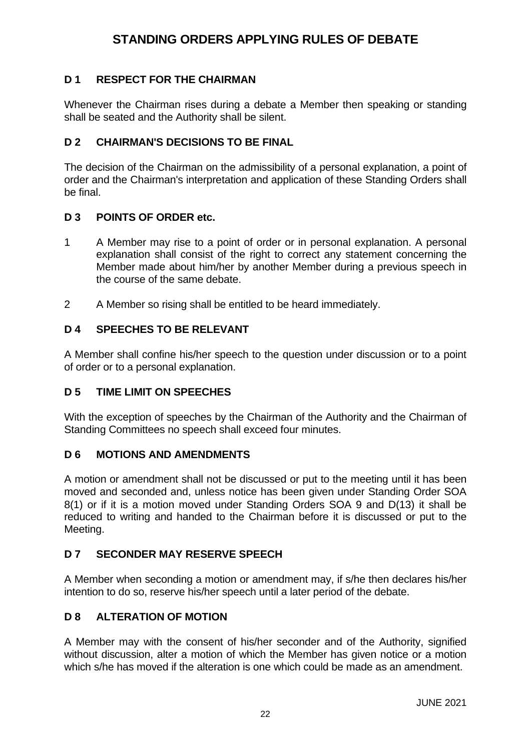# STANDING ORDERS APPLYING RULES OF DEBATE

## D 1 RESPECT FOR THE CHAIRMAN

Whenever the Chairman rises during a debate a Member then speaking or standing shall be seated and the Authority shall be silent.

## D 2 CHAIRMAN'S DECISIONS TO BE FINAL

The decision of the Chairman on the admissibility of a personal explanation, a point of order and the Chairman's interpretation and application of these Standing Orders shall be final.

## D 3 POINTS OF ORDER etc.

1. A Member may rise to a point of order or in personal explanation. A personal explanation shall consist of the right to correct any statement concerning the Member made about him/her by another Member during a previous speech in the course of the same debate.

2. A Member so rising shall be entitled to be heard immediately.

## D 4 SPEECHES TO BE RELEVANT

A Member shall confine his/her speech to the question under discussion or to a point of order or to a personal explanation.

## D 5 TIME LIMIT ON SPEECHES

With the exception of speeches by the Chairman of the Authority and the Chairman of Standing Committees no speech shall exceed four minutes.

## D 6 MOTIONS AND AMENDMENTS

A motion or amendment shall not be discussed or put to the meeting until it has been moved and seconded and, unless notice has been given under Standing Order SOA 8(1) or if it is a motion moved under Standing Orders SOA 9 and D(13) it shall be reduced to writing and handed to the Chairman before it is discussed or put to the Meeting.

## D 7 SECONDER MAY RESERVE SPEECH

A Member when seconding a motion or amendment may, if s/he then declares his/her intention to do so, reserve his/her speech until a later period of the debate.

## D 8 ALTERATION OF MOTION

A Member may with the consent of his/her seconder and of the Authority, signified without discussion, alter a motion of which the Member has given notice or a motion which s/he has moved if the alteration is one which could be made as an amendment.

JUNE 2021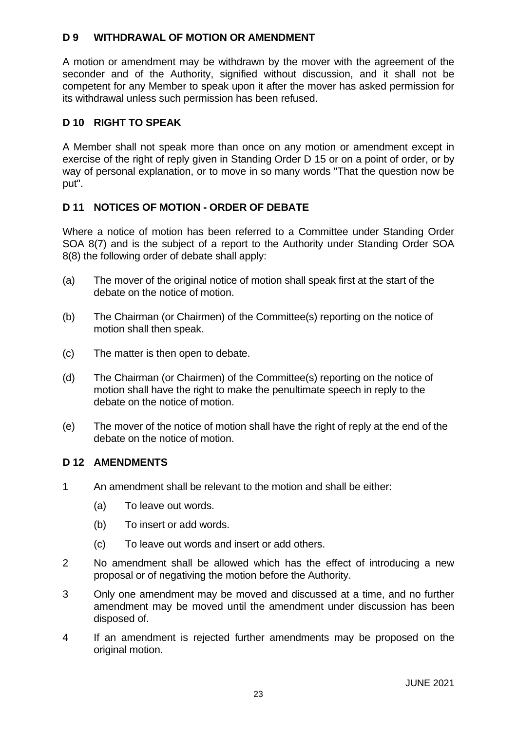## D 9 WITHDRAWAL OF MOTION OR AMENDMENT

A motion or amendment may be withdrawn by the mover with the agreement of the seconder and of the Authority, signified without discussion, and it shall not be competent for any Member to speak upon it after the mover has asked permission for its withdrawal unless such permission has been refused.

## D 10 RIGHT TO SPEAK

A Member shall not speak more than once on any motion or amendment except in exercise of the right of reply given in Standing Order D 15 or on a point of order, or by way of personal explanation, or to move in so many words "That the question now be put".

## D 11 NOTICES OF MOTION - ORDER OF DEBATE

Where a notice of motion has been referred to a Committee under Standing Order SOA 8(7) and is the subject of a report to the Authority under Standing Order SOA 8(8) the following order of debate shall apply:

(a) The mover of the original notice of motion shall speak first at the start of the debate on the notice of motion.

(b) The Chairman (or Chairmen) of the Committee(s) reporting on the notice of motion shall then speak.

(c) The matter is then open to debate.

(d) The Chairman (or Chairmen) of the Committee(s) reporting on the notice of motion shall have the right to make the penultimate speech in reply to the debate on the notice of motion.

(e) The mover of the notice of motion shall have the right of reply at the end of the debate on the notice of motion.

## D 12 AMENDMENTS

1 An amendment shall be relevant to the motion and shall be either:

   (a) To leave out words.

   (b) To insert or add words.

   (c) To leave out words and insert or add others.

2 No amendment shall be allowed which has the effect of introducing a new proposal or of negativing the motion before the Authority.

3 Only one amendment may be moved and discussed at a time, and no further amendment may be moved until the amendment under discussion has been disposed of.

4 If an amendment is rejected further amendments may be proposed on the original motion.

JUNE 2021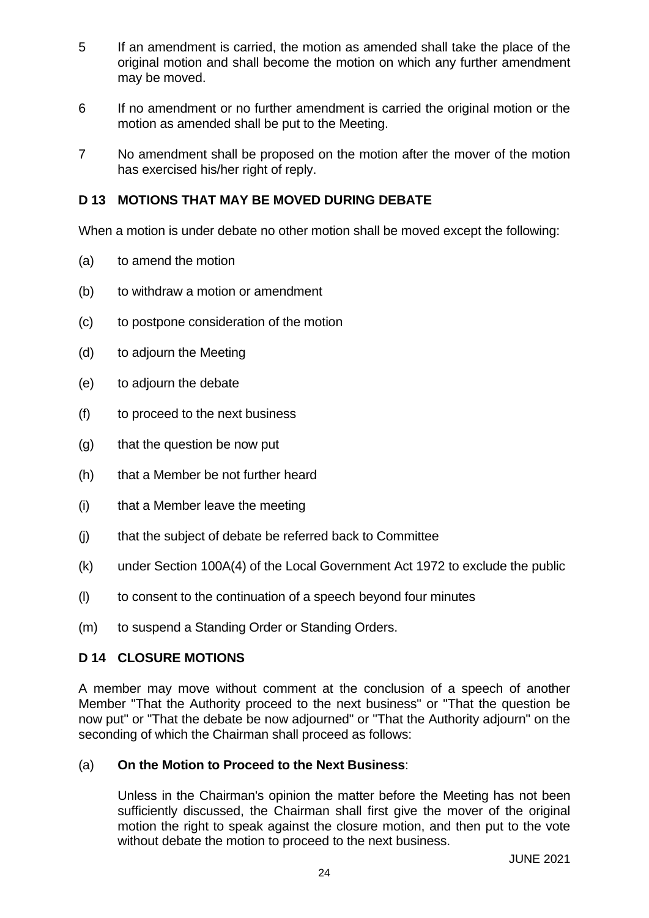5 If an amendment is carried, the motion as amended shall take the place of the original motion and shall become the motion on which any further amendment may be moved.

6 If no amendment or no further amendment is carried the original motion or the motion as amended shall be put to the Meeting.

7 No amendment shall be proposed on the motion after the mover of the motion has exercised his/her right of reply.

## D 13 MOTIONS THAT MAY BE MOVED DURING DEBATE

When a motion is under debate no other motion shall be moved except the following:

(a) to amend the motion

(b) to withdraw a motion or amendment

(c) to postpone consideration of the motion

(d) to adjourn the Meeting

(e) to adjourn the debate

(f) to proceed to the next business

(g) that the question be now put

(h) that a Member be not further heard

(i) that a Member leave the meeting

(j) that the subject of debate be referred back to Committee

(k) under Section 100A(4) of the Local Government Act 1972 to exclude the public

(l) to consent to the continuation of a speech beyond four minutes

(m) to suspend a Standing Order or Standing Orders.

## D 14 CLOSURE MOTIONS

A member may move without comment at the conclusion of a speech of another Member "That the Authority proceed to the next business" or "That the question be now put" or "That the debate be now adjourned" or "That the Authority adjourn" on the seconding of which the Chairman shall proceed as follows:

(a) **On the Motion to Proceed to the Next Business**:

Unless in the Chairman's opinion the matter before the Meeting has not been sufficiently discussed, the Chairman shall first give the mover of the original motion the right to speak against the closure motion, and then put to the vote without debate the motion to proceed to the next business.

JUNE 2021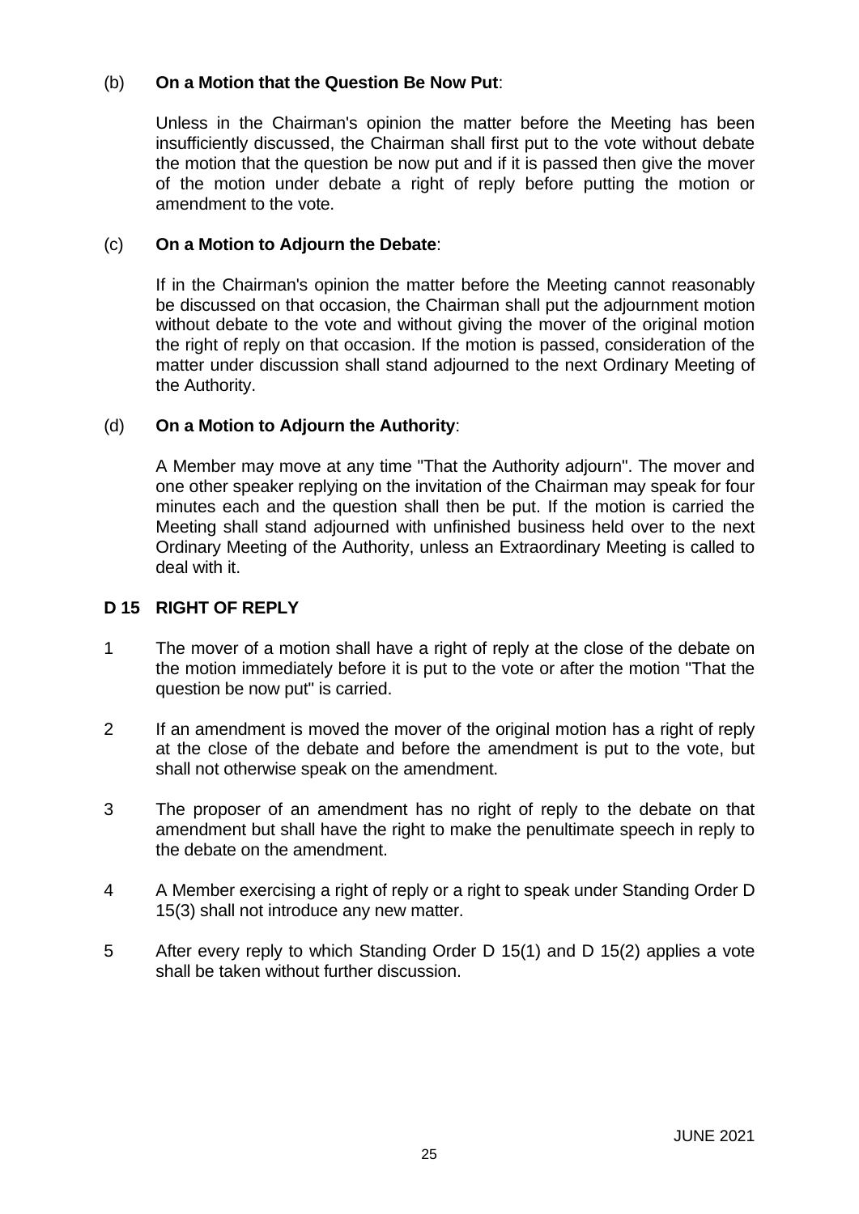(b) **On a Motion that the Question Be Now Put**:

Unless in the Chairman's opinion the matter before the Meeting has been insufficiently discussed, the Chairman shall first put to the vote without debate the motion that the question be now put and if it is passed then give the mover of the motion under debate a right of reply before putting the motion or amendment to the vote.

(c) **On a Motion to Adjourn the Debate**:

If in the Chairman's opinion the matter before the Meeting cannot reasonably be discussed on that occasion, the Chairman shall put the adjournment motion without debate to the vote and without giving the mover of the original motion the right of reply on that occasion. If the motion is passed, consideration of the matter under discussion shall stand adjourned to the next Ordinary Meeting of the Authority.

(d) **On a Motion to Adjourn the Authority**:

A Member may move at any time "That the Authority adjourn". The mover and one other speaker replying on the invitation of the Chairman may speak for four minutes each and the question shall then be put. If the motion is carried the Meeting shall stand adjourned with unfinished business held over to the next Ordinary Meeting of the Authority, unless an Extraordinary Meeting is called to deal with it.

## D 15 RIGHT OF REPLY

1 The mover of a motion shall have a right of reply at the close of the debate on the motion immediately before it is put to the vote or after the motion "That the question be now put" is carried.

2 If an amendment is moved the mover of the original motion has a right of reply at the close of the debate and before the amendment is put to the vote, but shall not otherwise speak on the amendment.

3 The proposer of an amendment has no right of reply to the debate on that amendment but shall have the right to make the penultimate speech in reply to the debate on the amendment.

4 A Member exercising a right of reply or a right to speak under Standing Order D 15(3) shall not introduce any new matter.

5 After every reply to which Standing Order D 15(1) and D 15(2) applies a vote shall be taken without further discussion.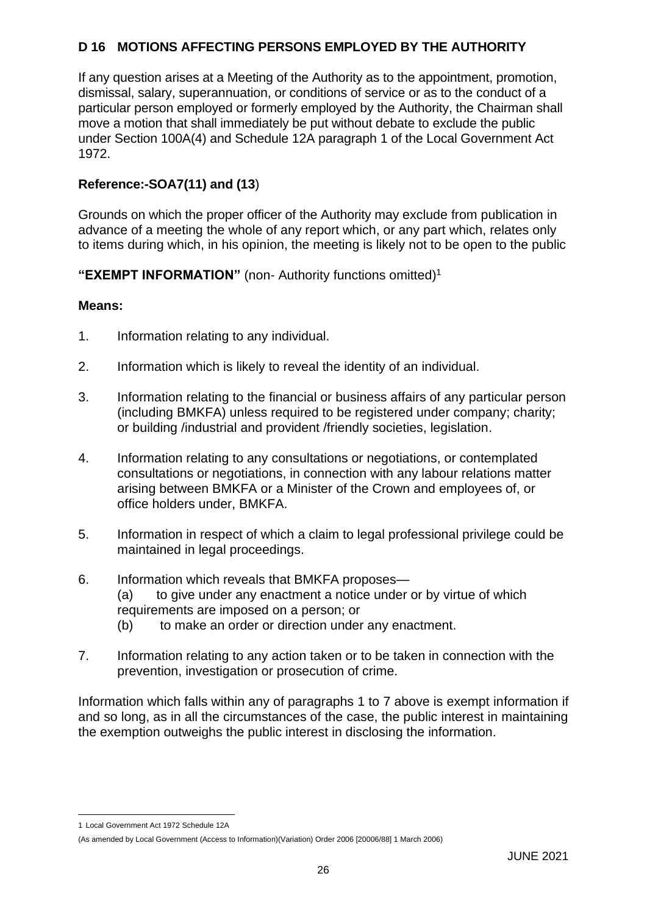## D 16 MOTIONS AFFECTING PERSONS EMPLOYED BY THE AUTHORITY

If any question arises at a Meeting of the Authority as to the appointment, promotion, dismissal, salary, superannuation, or conditions of service or as to the conduct of a particular person employed or formerly employed by the Authority, the Chairman shall move a motion that shall immediately be put without debate to exclude the public under Section 100A(4) and Schedule 12A paragraph 1 of the Local Government Act 1972.

**Reference:-SOA7(11) and (13)**

Grounds on which the proper officer of the Authority may exclude from publication in advance of a meeting the whole of any report which, or any part which, relates only to items during which, in his opinion, the meeting is likely not to be open to the public

**"EXEMPT INFORMATION"** (non- Authority functions omitted)[1]

**Means:**

1. Information relating to any individual.

2. Information which is likely to reveal the identity of an individual.

3. Information relating to the financial or business affairs of any particular person (including BMKFA) unless required to be registered under company; charity; or building /industrial and provident /friendly societies, legislation.

4. Information relating to any consultations or negotiations, or contemplated consultations or negotiations, in connection with any labour relations matter arising between BMKFA or a Minister of the Crown and employees of, or office holders under, BMKFA.

5. Information in respect of which a claim to legal professional privilege could be maintained in legal proceedings.

6. Information which reveals that BMKFA proposes—
   (a) to give under any enactment a notice under or by virtue of which requirements are imposed on a person; or
   (b) to make an order or direction under any enactment.

7. Information relating to any action taken or to be taken in connection with the prevention, investigation or prosecution of crime.

Information which falls within any of paragraphs 1 to 7 above is exempt information if and so long, as in all the circumstances of the case, the public interest in maintaining the exemption outweighs the public interest in disclosing the information.

---

1 Local Government Act 1972 Schedule 12A

(As amended by Local Government (Access to Information)(Variation) Order 2006 [20006/88] 1 March 2006)

JUNE 2021